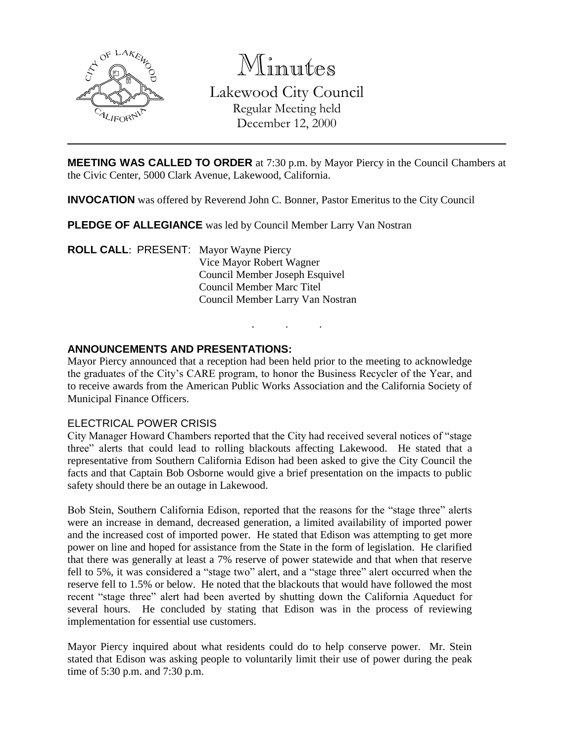# Minutes

## Lakewood City Council

Regular Meeting held
December 12, 2000

---

**MEETING WAS CALLED TO ORDER** at 7:30 p.m. by Mayor Piercy in the Council Chambers at the Civic Center, 5000 Clark Avenue, Lakewood, California.

**INVOCATION** was offered by Reverend John C. Bonner, Pastor Emeritus to the City Council

**PLEDGE OF ALLEGIANCE** was led by Council Member Larry Van Nostran

**ROLL CALL**: PRESENT: Mayor Wayne Piercy
Vice Mayor Robert Wagner
Council Member Joseph Esquivel
Council Member Marc Titel
Council Member Larry Van Nostran

. . .

**ANNOUNCEMENTS AND PRESENTATIONS:**

Mayor Piercy announced that a reception had been held prior to the meeting to acknowledge the graduates of the City's CARE program, to honor the Business Recycler of the Year, and to receive awards from the American Public Works Association and the California Society of Municipal Finance Officers.

ELECTRICAL POWER CRISIS

City Manager Howard Chambers reported that the City had received several notices of "stage three" alerts that could lead to rolling blackouts affecting Lakewood. He stated that a representative from Southern California Edison had been asked to give the City Council the facts and that Captain Bob Osborne would give a brief presentation on the impacts to public safety should there be an outage in Lakewood.

Bob Stein, Southern California Edison, reported that the reasons for the "stage three" alerts were an increase in demand, decreased generation, a limited availability of imported power and the increased cost of imported power. He stated that Edison was attempting to get more power on line and hoped for assistance from the State in the form of legislation. He clarified that there was generally at least a 7% reserve of power statewide and that when that reserve fell to 5%, it was considered a "stage two" alert, and a "stage three" alert occurred when the reserve fell to 1.5% or below. He noted that the blackouts that would have followed the most recent "stage three" alert had been averted by shutting down the California Aqueduct for several hours. He concluded by stating that Edison was in the process of reviewing implementation for essential use customers.

Mayor Piercy inquired about what residents could do to help conserve power. Mr. Stein stated that Edison was asking people to voluntarily limit their use of power during the peak time of 5:30 p.m. and 7:30 p.m.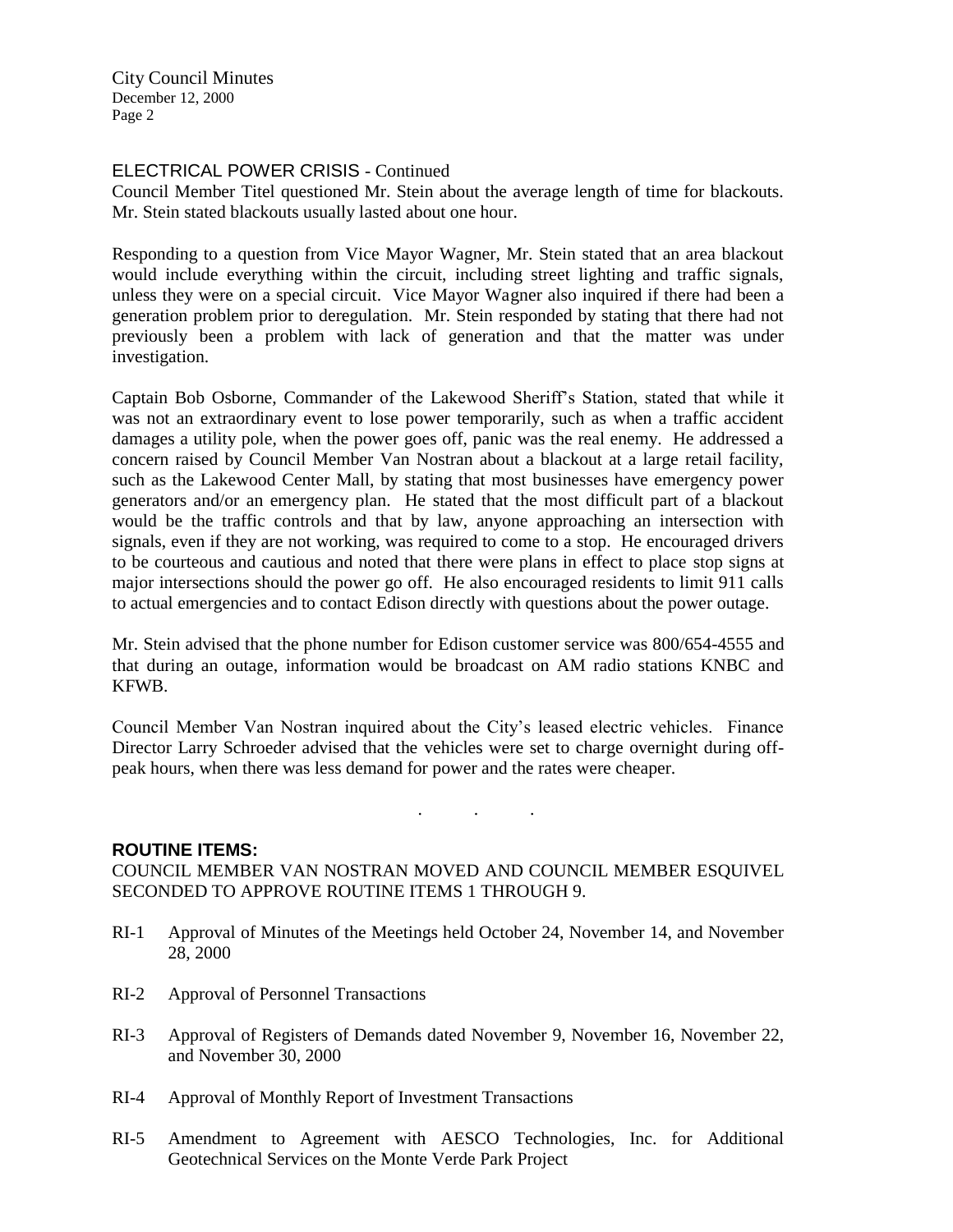ELECTRICAL POWER CRISIS - Continued

Council Member Titel questioned Mr. Stein about the average length of time for blackouts. Mr. Stein stated blackouts usually lasted about one hour.

Responding to a question from Vice Mayor Wagner, Mr. Stein stated that an area blackout would include everything within the circuit, including street lighting and traffic signals, unless they were on a special circuit. Vice Mayor Wagner also inquired if there had been a generation problem prior to deregulation. Mr. Stein responded by stating that there had not previously been a problem with lack of generation and that the matter was under investigation.

Captain Bob Osborne, Commander of the Lakewood Sheriff's Station, stated that while it was not an extraordinary event to lose power temporarily, such as when a traffic accident damages a utility pole, when the power goes off, panic was the real enemy. He addressed a concern raised by Council Member Van Nostran about a blackout at a large retail facility, such as the Lakewood Center Mall, by stating that most businesses have emergency power generators and/or an emergency plan. He stated that the most difficult part of a blackout would be the traffic controls and that by law, anyone approaching an intersection with signals, even if they are not working, was required to come to a stop. He encouraged drivers to be courteous and cautious and noted that there were plans in effect to place stop signs at major intersections should the power go off. He also encouraged residents to limit 911 calls to actual emergencies and to contact Edison directly with questions about the power outage.

Mr. Stein advised that the phone number for Edison customer service was 800/654-4555 and that during an outage, information would be broadcast on AM radio stations KNBC and KFWB.

Council Member Van Nostran inquired about the City's leased electric vehicles. Finance Director Larry Schroeder advised that the vehicles were set to charge overnight during off-peak hours, when there was less demand for power and the rates were cheaper.

. . .

**ROUTINE ITEMS:**

COUNCIL MEMBER VAN NOSTRAN MOVED AND COUNCIL MEMBER ESQUIVEL SECONDED TO APPROVE ROUTINE ITEMS 1 THROUGH 9.

RI-1 Approval of Minutes of the Meetings held October 24, November 14, and November 28, 2000

RI-2 Approval of Personnel Transactions

RI-3 Approval of Registers of Demands dated November 9, November 16, November 22, and November 30, 2000

RI-4 Approval of Monthly Report of Investment Transactions

RI-5 Amendment to Agreement with AESCO Technologies, Inc. for Additional Geotechnical Services on the Monte Verde Park Project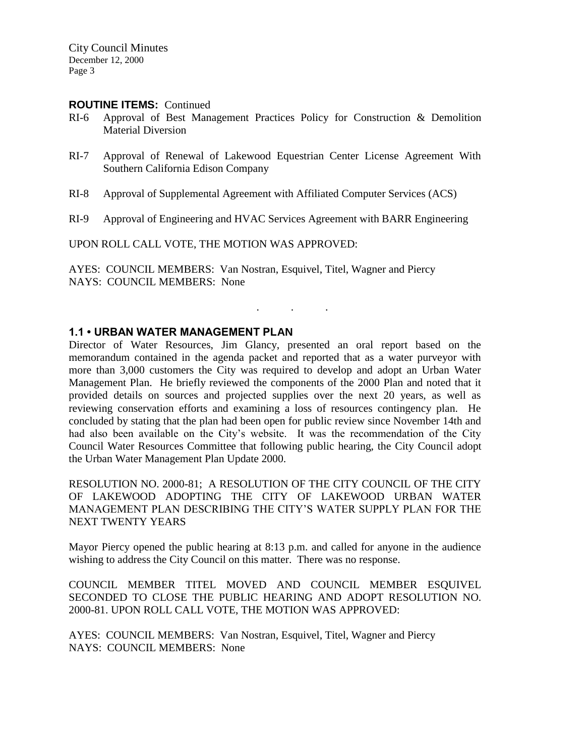**ROUTINE ITEMS:** Continued

RI-6 Approval of Best Management Practices Policy for Construction & Demolition Material Diversion

RI-7 Approval of Renewal of Lakewood Equestrian Center License Agreement With Southern California Edison Company

RI-8 Approval of Supplemental Agreement with Affiliated Computer Services (ACS)

RI-9 Approval of Engineering and HVAC Services Agreement with BARR Engineering

UPON ROLL CALL VOTE, THE MOTION WAS APPROVED:

AYES: COUNCIL MEMBERS: Van Nostran, Esquivel, Titel, Wagner and Piercy
NAYS: COUNCIL MEMBERS: None

. . .

## 1.1 • URBAN WATER MANAGEMENT PLAN

Director of Water Resources, Jim Glancy, presented an oral report based on the memorandum contained in the agenda packet and reported that as a water purveyor with more than 3,000 customers the City was required to develop and adopt an Urban Water Management Plan. He briefly reviewed the components of the 2000 Plan and noted that it provided details on sources and projected supplies over the next 20 years, as well as reviewing conservation efforts and examining a loss of resources contingency plan. He concluded by stating that the plan had been open for public review since November 14th and had also been available on the City's website. It was the recommendation of the City Council Water Resources Committee that following public hearing, the City Council adopt the Urban Water Management Plan Update 2000.

RESOLUTION NO. 2000-81; A RESOLUTION OF THE CITY COUNCIL OF THE CITY OF LAKEWOOD ADOPTING THE CITY OF LAKEWOOD URBAN WATER MANAGEMENT PLAN DESCRIBING THE CITY'S WATER SUPPLY PLAN FOR THE NEXT TWENTY YEARS

Mayor Piercy opened the public hearing at 8:13 p.m. and called for anyone in the audience wishing to address the City Council on this matter. There was no response.

COUNCIL MEMBER TITEL MOVED AND COUNCIL MEMBER ESQUIVEL SECONDED TO CLOSE THE PUBLIC HEARING AND ADOPT RESOLUTION NO. 2000-81. UPON ROLL CALL VOTE, THE MOTION WAS APPROVED:

AYES: COUNCIL MEMBERS: Van Nostran, Esquivel, Titel, Wagner and Piercy
NAYS: COUNCIL MEMBERS: None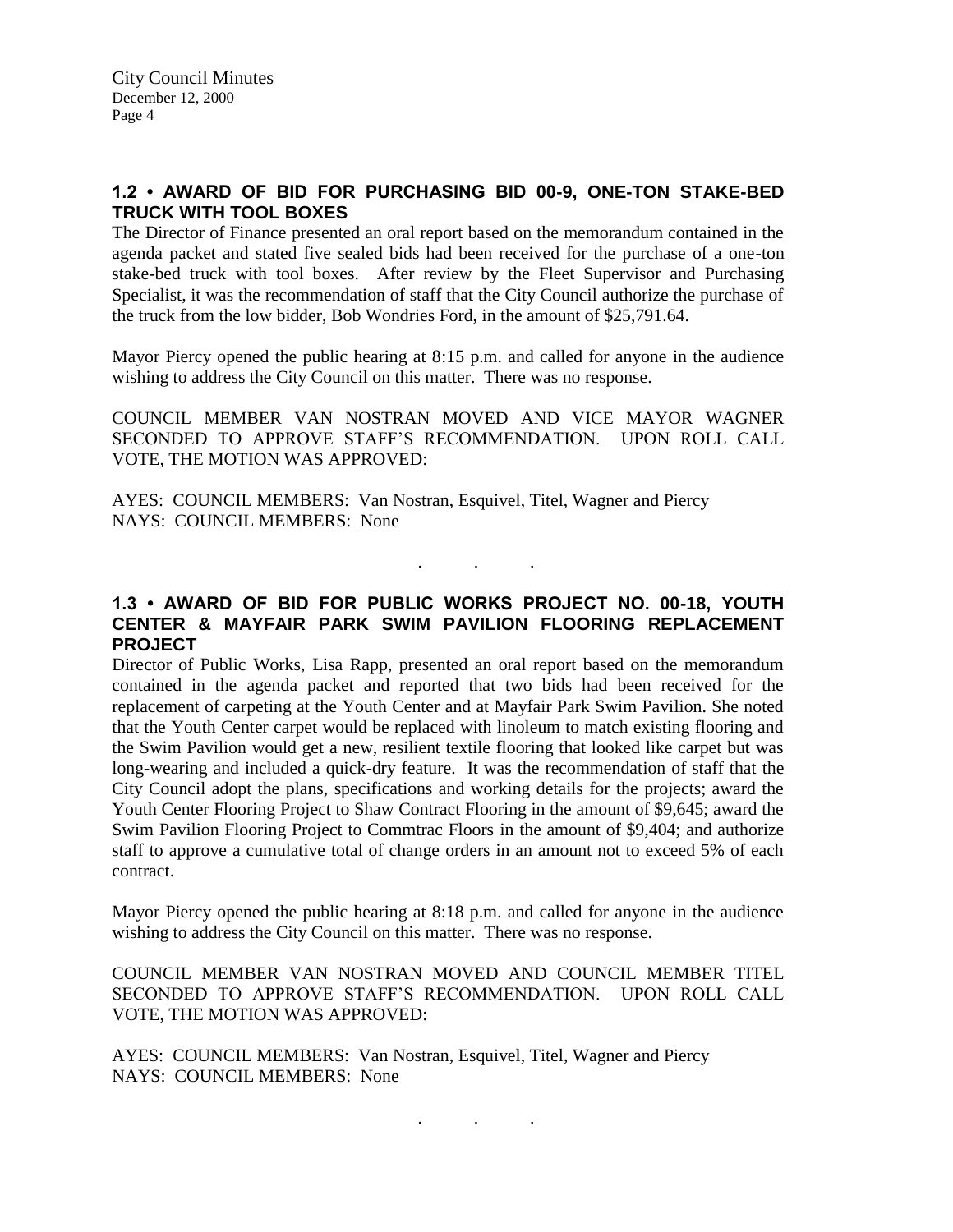## 1.2 • AWARD OF BID FOR PURCHASING BID 00-9, ONE-TON STAKE-BED TRUCK WITH TOOL BOXES

The Director of Finance presented an oral report based on the memorandum contained in the agenda packet and stated five sealed bids had been received for the purchase of a one-ton stake-bed truck with tool boxes. After review by the Fleet Supervisor and Purchasing Specialist, it was the recommendation of staff that the City Council authorize the purchase of the truck from the low bidder, Bob Wondries Ford, in the amount of $25,791.64.

Mayor Piercy opened the public hearing at 8:15 p.m. and called for anyone in the audience wishing to address the City Council on this matter. There was no response.

COUNCIL MEMBER VAN NOSTRAN MOVED AND VICE MAYOR WAGNER SECONDED TO APPROVE STAFF'S RECOMMENDATION. UPON ROLL CALL VOTE, THE MOTION WAS APPROVED:

AYES: COUNCIL MEMBERS: Van Nostran, Esquivel, Titel, Wagner and Piercy
NAYS: COUNCIL MEMBERS: None

. . .

## 1.3 • AWARD OF BID FOR PUBLIC WORKS PROJECT NO. 00-18, YOUTH CENTER & MAYFAIR PARK SWIM PAVILION FLOORING REPLACEMENT PROJECT

Director of Public Works, Lisa Rapp, presented an oral report based on the memorandum contained in the agenda packet and reported that two bids had been received for the replacement of carpeting at the Youth Center and at Mayfair Park Swim Pavilion. She noted that the Youth Center carpet would be replaced with linoleum to match existing flooring and the Swim Pavilion would get a new, resilient textile flooring that looked like carpet but was long-wearing and included a quick-dry feature. It was the recommendation of staff that the City Council adopt the plans, specifications and working details for the projects; award the Youth Center Flooring Project to Shaw Contract Flooring in the amount of $9,645; award the Swim Pavilion Flooring Project to Commtrac Floors in the amount of $9,404; and authorize staff to approve a cumulative total of change orders in an amount not to exceed 5% of each contract.

Mayor Piercy opened the public hearing at 8:18 p.m. and called for anyone in the audience wishing to address the City Council on this matter. There was no response.

COUNCIL MEMBER VAN NOSTRAN MOVED AND COUNCIL MEMBER TITEL SECONDED TO APPROVE STAFF'S RECOMMENDATION. UPON ROLL CALL VOTE, THE MOTION WAS APPROVED:

AYES: COUNCIL MEMBERS: Van Nostran, Esquivel, Titel, Wagner and Piercy
NAYS: COUNCIL MEMBERS: None

. . .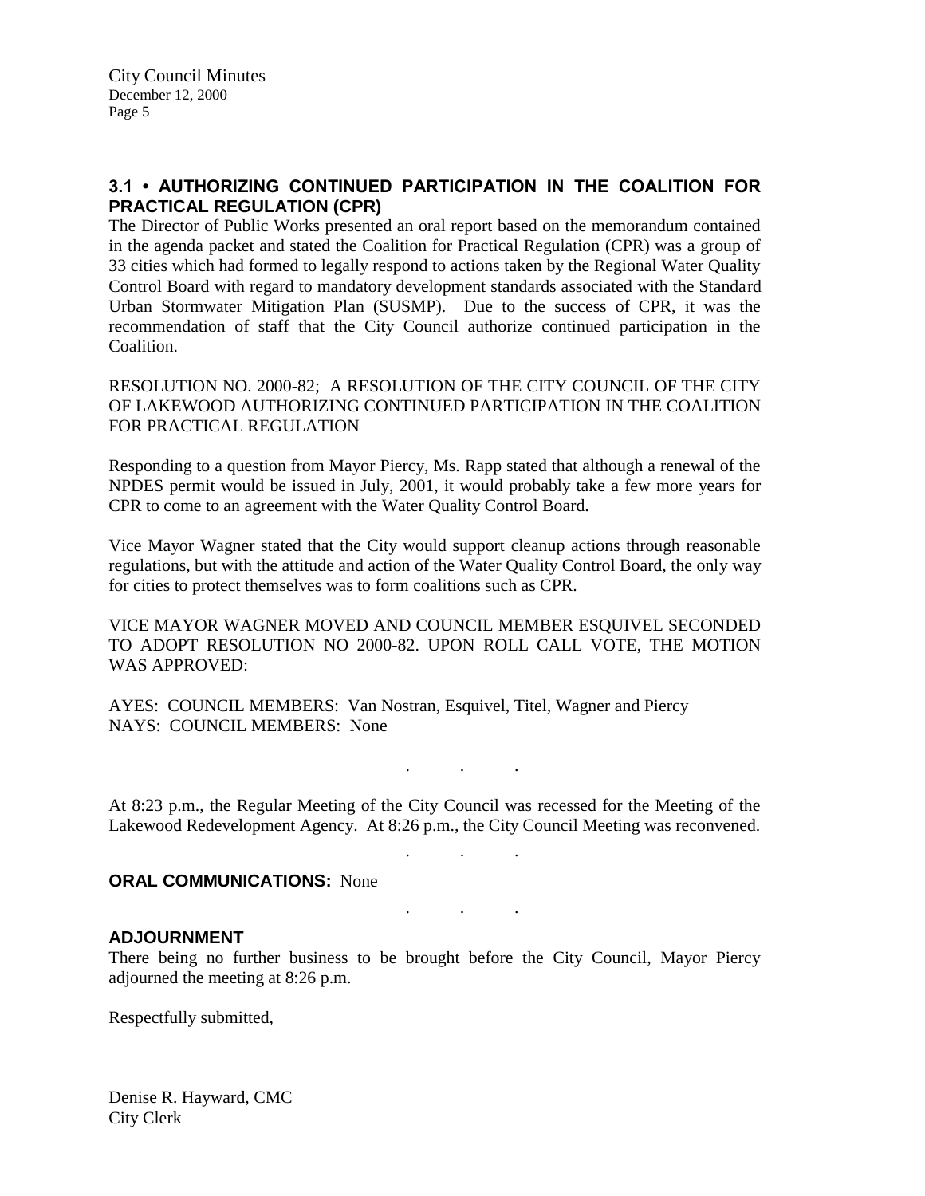### 3.1 • AUTHORIZING CONTINUED PARTICIPATION IN THE COALITION FOR PRACTICAL REGULATION (CPR)

The Director of Public Works presented an oral report based on the memorandum contained in the agenda packet and stated the Coalition for Practical Regulation (CPR) was a group of 33 cities which had formed to legally respond to actions taken by the Regional Water Quality Control Board with regard to mandatory development standards associated with the Standard Urban Stormwater Mitigation Plan (SUSMP). Due to the success of CPR, it was the recommendation of staff that the City Council authorize continued participation in the Coalition.

RESOLUTION NO. 2000-82; A RESOLUTION OF THE CITY COUNCIL OF THE CITY OF LAKEWOOD AUTHORIZING CONTINUED PARTICIPATION IN THE COALITION FOR PRACTICAL REGULATION

Responding to a question from Mayor Piercy, Ms. Rapp stated that although a renewal of the NPDES permit would be issued in July, 2001, it would probably take a few more years for CPR to come to an agreement with the Water Quality Control Board.

Vice Mayor Wagner stated that the City would support cleanup actions through reasonable regulations, but with the attitude and action of the Water Quality Control Board, the only way for cities to protect themselves was to form coalitions such as CPR.

VICE MAYOR WAGNER MOVED AND COUNCIL MEMBER ESQUIVEL SECONDED TO ADOPT RESOLUTION NO 2000-82. UPON ROLL CALL VOTE, THE MOTION WAS APPROVED:

AYES: COUNCIL MEMBERS: Van Nostran, Esquivel, Titel, Wagner and Piercy
NAYS: COUNCIL MEMBERS: None

. . .

At 8:23 p.m., the Regular Meeting of the City Council was recessed for the Meeting of the Lakewood Redevelopment Agency. At 8:26 p.m., the City Council Meeting was reconvened.

. . .

**ORAL COMMUNICATIONS:** None

. . .

### ADJOURNMENT

There being no further business to be brought before the City Council, Mayor Piercy adjourned the meeting at 8:26 p.m.

Respectfully submitted,

Denise R. Hayward, CMC
City Clerk